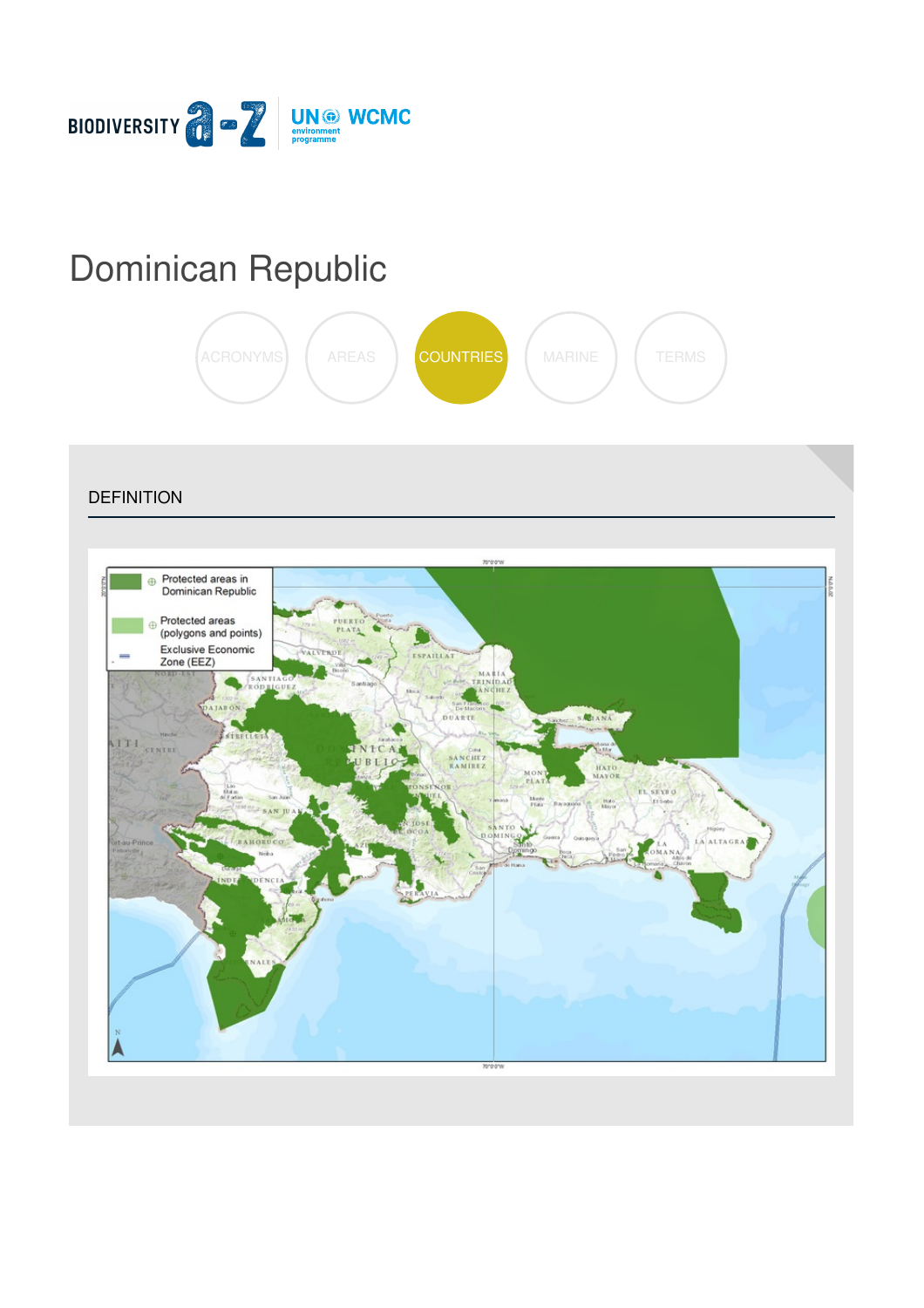BIODIVERSITY a-z | UN environment programme WCMC

# Dominican Republic

ACRONYMS | AREAS | COUNTRIES | MARINE | TERMS

## DEFINITION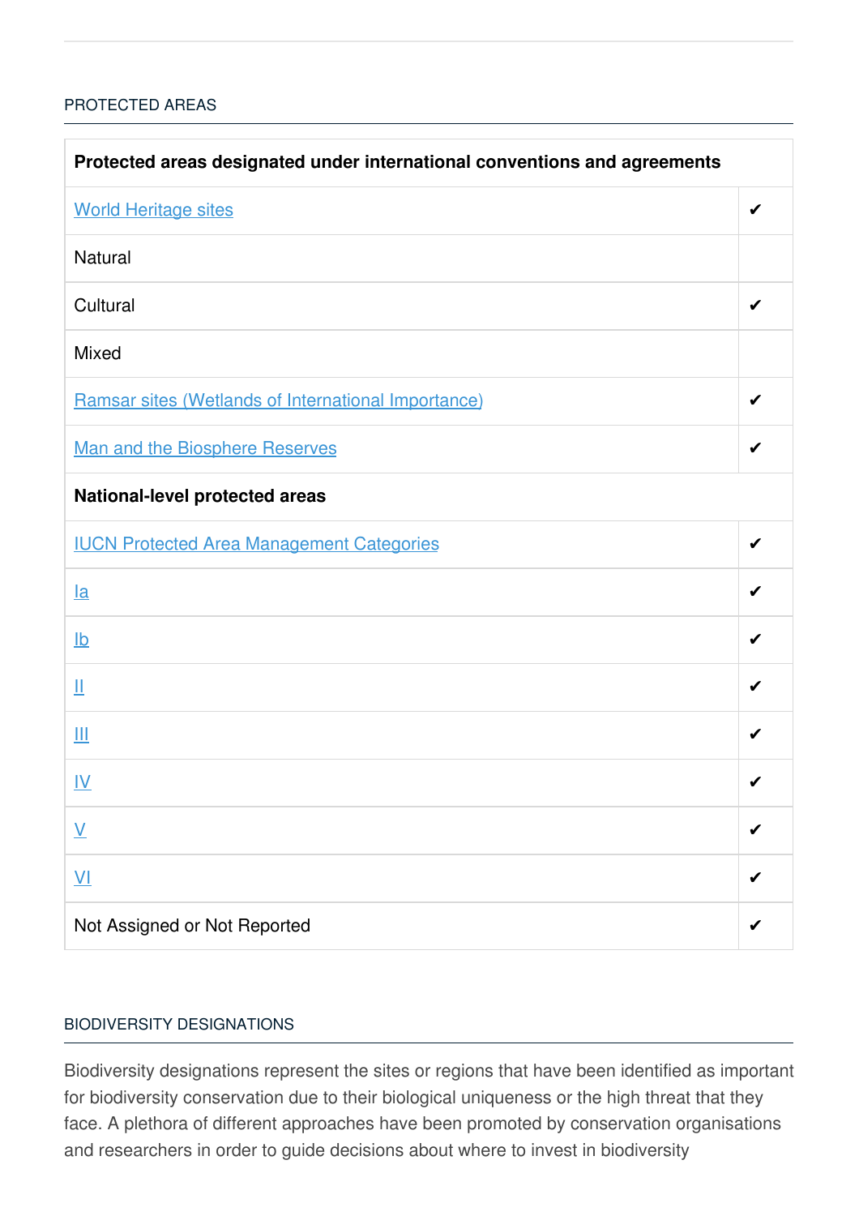## PROTECTED AREAS

| Protected areas designated under international conventions and agreements | |
|---|---|
| World Heritage sites | ✔ |
| Natural | |
| Cultural | ✔ |
| Mixed | |
| Ramsar sites (Wetlands of International Importance) | ✔ |
| Man and the Biosphere Reserves | ✔ |
| **National-level protected areas** | |
| IUCN Protected Area Management Categories | ✔ |
| Ia | ✔ |
| Ib | ✔ |
| II | ✔ |
| III | ✔ |
| IV | ✔ |
| V | ✔ |
| VI | ✔ |
| Not Assigned or Not Reported | ✔ |

## BIODIVERSITY DESIGNATIONS

Biodiversity designations represent the sites or regions that have been identified as important for biodiversity conservation due to their biological uniqueness or the high threat that they face. A plethora of different approaches have been promoted by conservation organisations and researchers in order to guide decisions about where to invest in biodiversity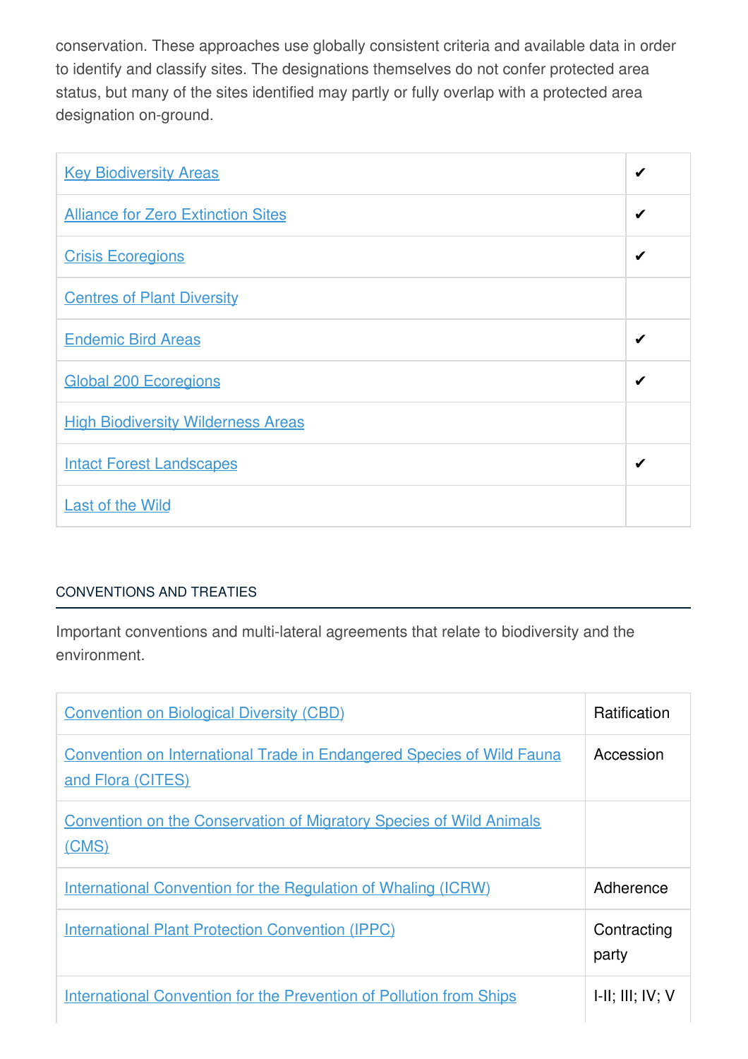conservation. These approaches use globally consistent criteria and available data in order to identify and classify sites. The designations themselves do not confer protected area status, but many of the sites identified may partly or fully overlap with a protected area designation on-ground.

| | |
|---|---|
| Key Biodiversity Areas | ✔ |
| Alliance for Zero Extinction Sites | ✔ |
| Crisis Ecoregions | ✔ |
| Centres of Plant Diversity | |
| Endemic Bird Areas | ✔ |
| Global 200 Ecoregions | ✔ |
| High Biodiversity Wilderness Areas | |
| Intact Forest Landscapes | ✔ |
| Last of the Wild | |

## CONVENTIONS AND TREATIES

Important conventions and multi-lateral agreements that relate to biodiversity and the environment.

| | |
|---|---|
| Convention on Biological Diversity (CBD) | Ratification |
| Convention on International Trade in Endangered Species of Wild Fauna and Flora (CITES) | Accession |
| Convention on the Conservation of Migratory Species of Wild Animals (CMS) | |
| International Convention for the Regulation of Whaling (ICRW) | Adherence |
| International Plant Protection Convention (IPPC) | Contracting party |
| International Convention for the Prevention of Pollution from Ships | I-II; III; IV; V |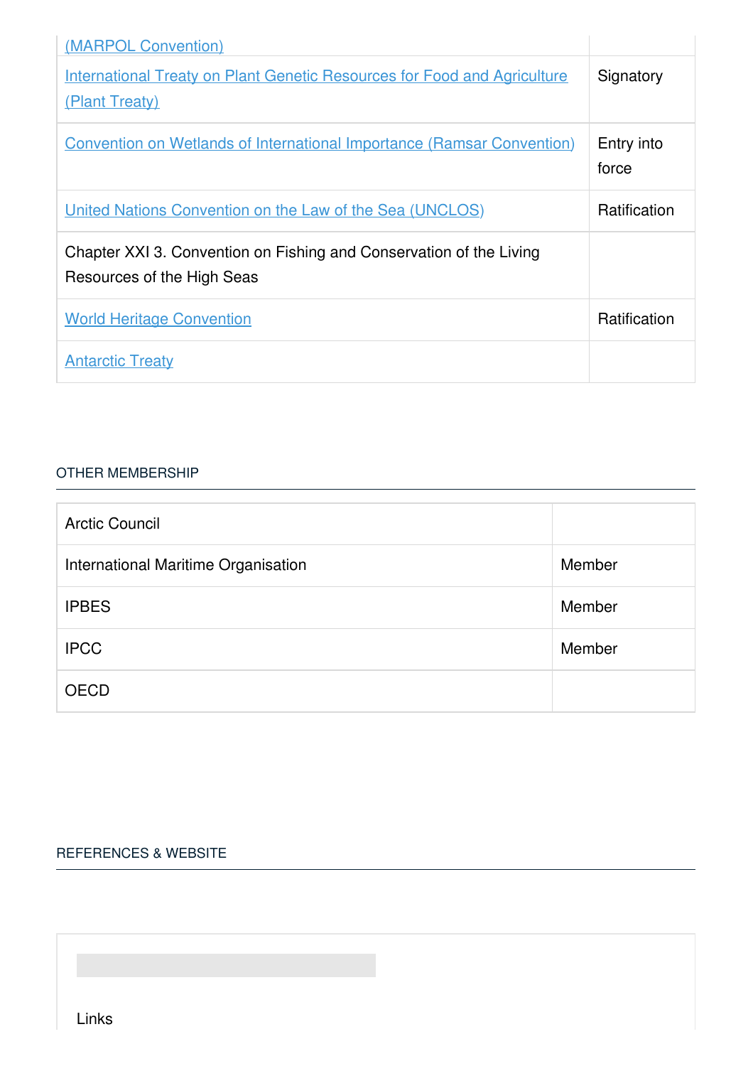| | |
|---|---|
| (MARPOL Convention) | |
| International Treaty on Plant Genetic Resources for Food and Agriculture (Plant Treaty) | Signatory |
| Convention on Wetlands of International Importance (Ramsar Convention) | Entry into force |
| United Nations Convention on the Law of the Sea (UNCLOS) | Ratification |
| Chapter XXI 3. Convention on Fishing and Conservation of the Living Resources of the High Seas | |
| World Heritage Convention | Ratification |
| Antarctic Treaty | |

## OTHER MEMBERSHIP

| | |
|---|---|
| Arctic Council | |
| International Maritime Organisation | Member |
| IPBES | Member |
| IPCC | Member |
| OECD | |

## REFERENCES & WEBSITE

Links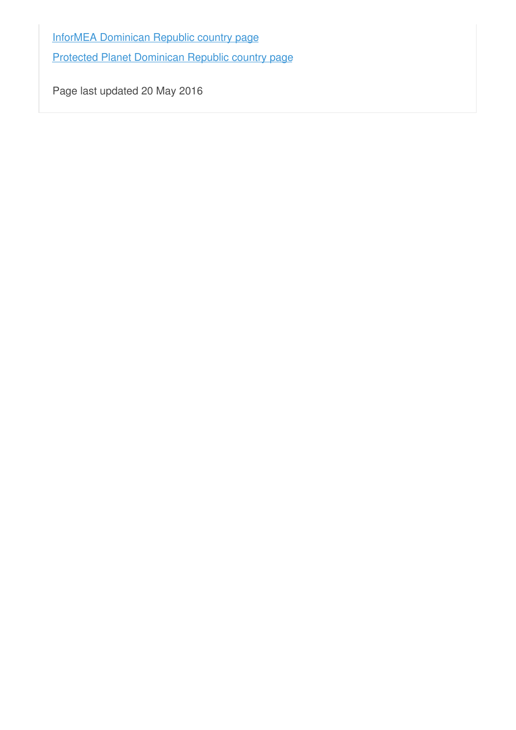InforMEA Dominican Republic country page

Protected Planet Dominican Republic country page

Page last updated 20 May 2016